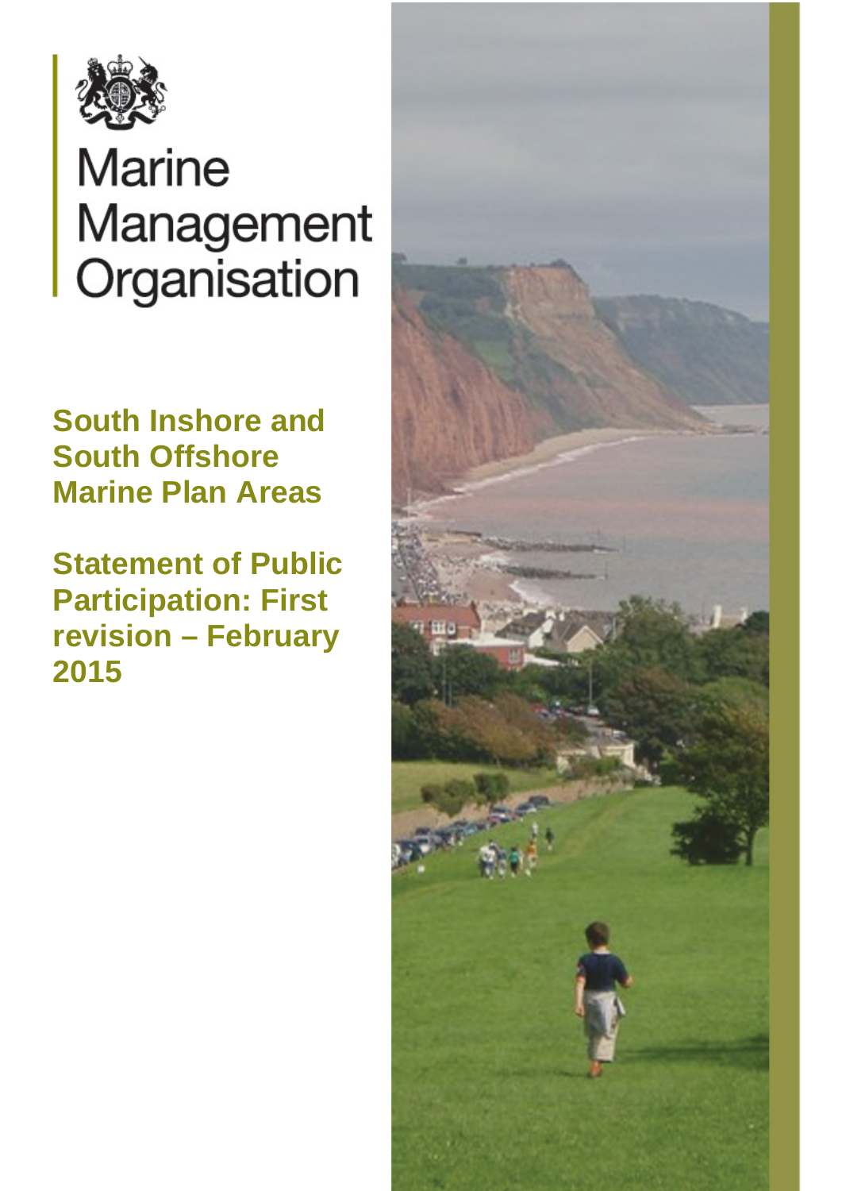Marine Management Organisation

# South Inshore and South Offshore Marine Plan Areas

# Statement of Public Participation: First revision – February 2015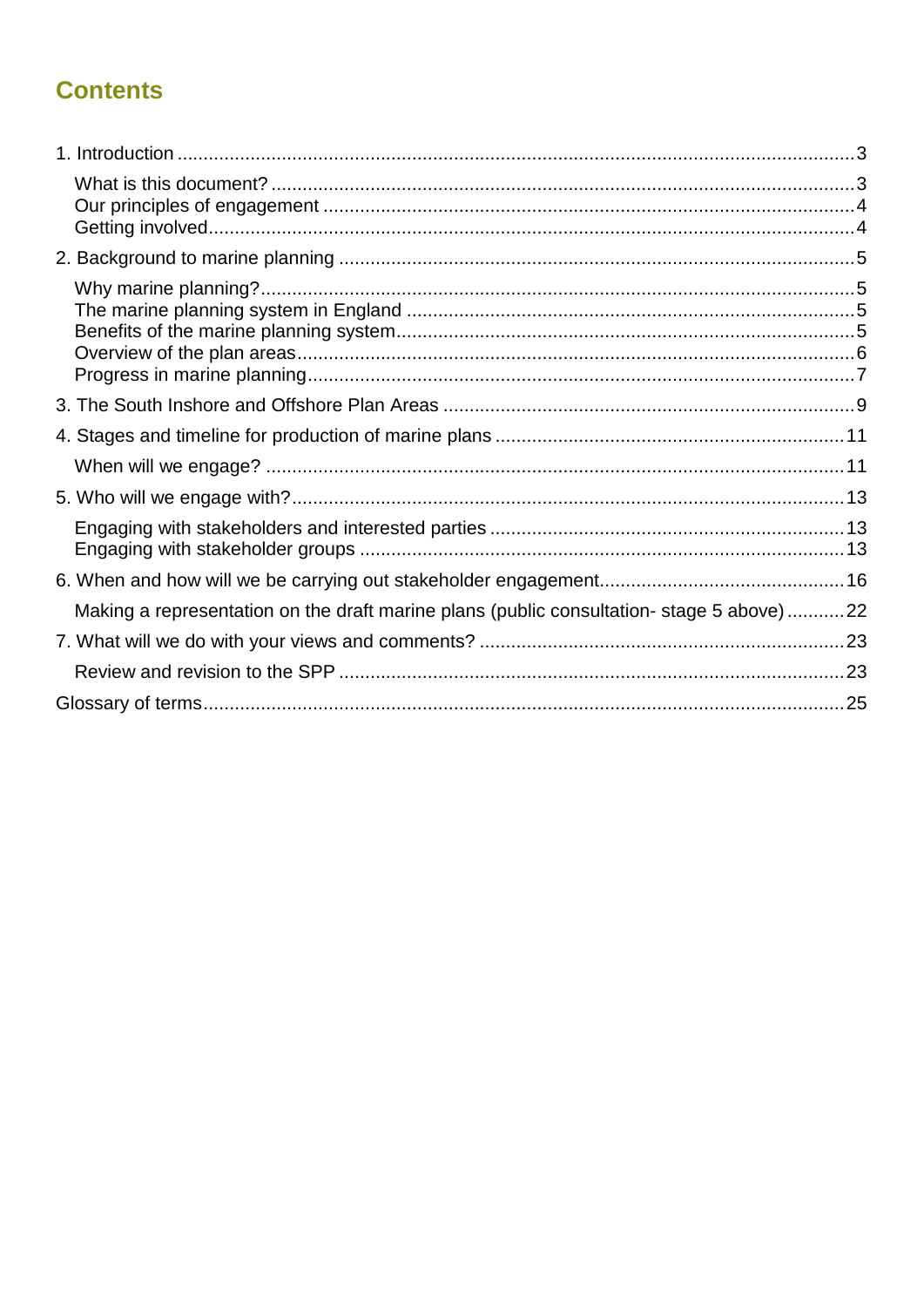## Contents

1. Introduction .... 3
   - What is this document? .... 3
   - Our principles of engagement .... 4
   - Getting involved .... 4
2. Background to marine planning .... 5
   - Why marine planning? .... 5
   - The marine planning system in England .... 5
   - Benefits of the marine planning system .... 5
   - Overview of the plan areas .... 6
   - Progress in marine planning .... 7
3. The South Inshore and Offshore Plan Areas .... 9
4. Stages and timeline for production of marine plans .... 11
   - When will we engage? .... 11
5. Who will we engage with? .... 13
   - Engaging with stakeholders and interested parties .... 13
   - Engaging with stakeholder groups .... 13
6. When and how will we be carrying out stakeholder engagement .... 16
   - Making a representation on the draft marine plans (public consultation- stage 5 above) .... 22
7. What will we do with your views and comments? .... 23
   - Review and revision to the SPP .... 23

Glossary of terms .... 25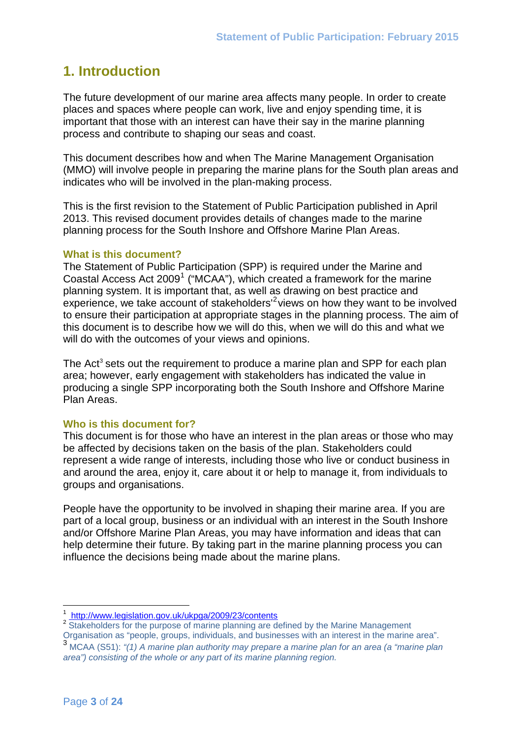# 1. Introduction

The future development of our marine area affects many people. In order to create places and spaces where people can work, live and enjoy spending time, it is important that those with an interest can have their say in the marine planning process and contribute to shaping our seas and coast.

This document describes how and when The Marine Management Organisation (MMO) will involve people in preparing the marine plans for the South plan areas and indicates who will be involved in the plan-making process.

This is the first revision to the Statement of Public Participation published in April 2013. This revised document provides details of changes made to the marine planning process for the South Inshore and Offshore Marine Plan Areas.

### What is this document?

The Statement of Public Participation (SPP) is required under the Marine and Coastal Access Act 2009[1] ("MCAA"), which created a framework for the marine planning system. It is important that, as well as drawing on best practice and experience, we take account of stakeholders'[2] views on how they want to be involved to ensure their participation at appropriate stages in the planning process. The aim of this document is to describe how we will do this, when we will do this and what we will do with the outcomes of your views and opinions.

The Act[3] sets out the requirement to produce a marine plan and SPP for each plan area; however, early engagement with stakeholders has indicated the value in producing a single SPP incorporating both the South Inshore and Offshore Marine Plan Areas.

### Who is this document for?

This document is for those who have an interest in the plan areas or those who may be affected by decisions taken on the basis of the plan. Stakeholders could represent a wide range of interests, including those who live or conduct business in and around the area, enjoy it, care about it or help to manage it, from individuals to groups and organisations.

People have the opportunity to be involved in shaping their marine area. If you are part of a local group, business or an individual with an interest in the South Inshore and/or Offshore Marine Plan Areas, you may have information and ideas that can help determine their future. By taking part in the marine planning process you can influence the decisions being made about the marine plans.

---

[1] http://www.legislation.gov.uk/ukpga/2009/23/contents

[2] Stakeholders for the purpose of marine planning are defined by the Marine Management Organisation as "people, groups, individuals, and businesses with an interest in the marine area".

[3] MCAA (S51): *"(1) A marine plan authority may prepare a marine plan for an area (a "marine plan area") consisting of the whole or any part of its marine planning region.*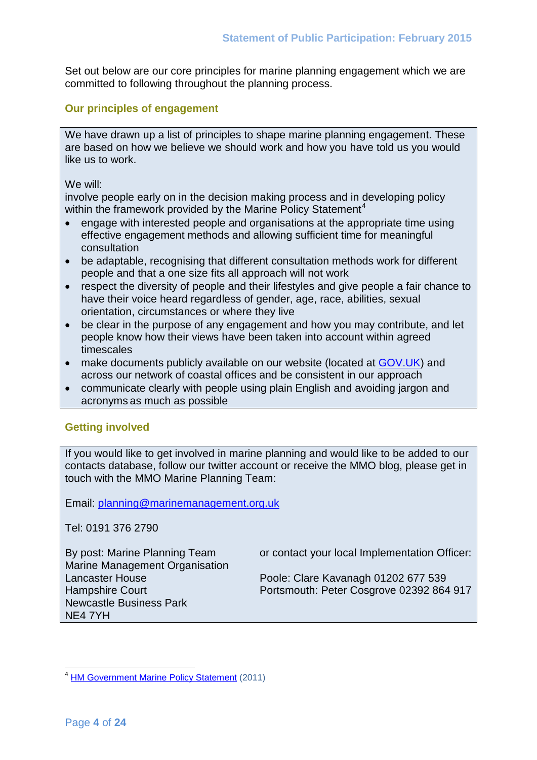Set out below are our core principles for marine planning engagement which we are committed to following throughout the planning process.

## Our principles of engagement

We have drawn up a list of principles to shape marine planning engagement. These are based on how we believe we should work and how you have told us you would like us to work.

We will:
involve people early on in the decision making process and in developing policy within the framework provided by the Marine Policy Statement[4]

- engage with interested people and organisations at the appropriate time using effective engagement methods and allowing sufficient time for meaningful consultation
- be adaptable, recognising that different consultation methods work for different people and that a one size fits all approach will not work
- respect the diversity of people and their lifestyles and give people a fair chance to have their voice heard regardless of gender, age, race, abilities, sexual orientation, circumstances or where they live
- be clear in the purpose of any engagement and how you may contribute, and let people know how their views have been taken into account within agreed timescales
- make documents publicly available on our website (located at GOV.UK) and across our network of coastal offices and be consistent in our approach
- communicate clearly with people using plain English and avoiding jargon and acronyms as much as possible

## Getting involved

If you would like to get involved in marine planning and would like to be added to our contacts database, follow our twitter account or receive the MMO blog, please get in touch with the MMO Marine Planning Team:

Email: planning@marinemanagement.org.uk

Tel: 0191 376 2790

By post: Marine Planning Team
Marine Management Organisation
Lancaster House
Hampshire Court
Newcastle Business Park
NE4 7YH

or contact your local Implementation Officer:

Poole: Clare Kavanagh 01202 677 539
Portsmouth: Peter Cosgrove 02392 864 917

---

[4] HM Government Marine Policy Statement (2011)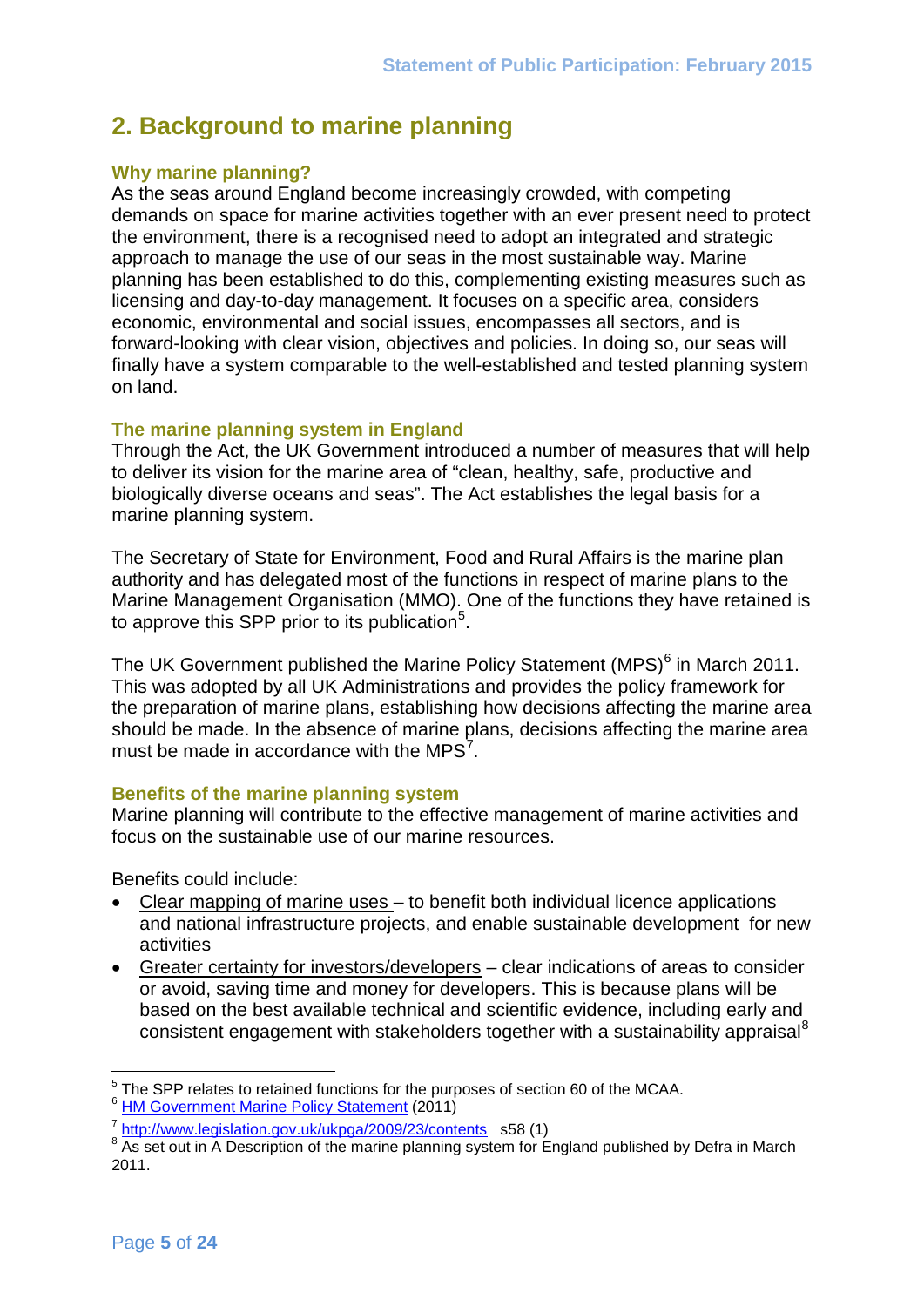## 2. Background to marine planning

### Why marine planning?

As the seas around England become increasingly crowded, with competing demands on space for marine activities together with an ever present need to protect the environment, there is a recognised need to adopt an integrated and strategic approach to manage the use of our seas in the most sustainable way. Marine planning has been established to do this, complementing existing measures such as licensing and day-to-day management. It focuses on a specific area, considers economic, environmental and social issues, encompasses all sectors, and is forward-looking with clear vision, objectives and policies. In doing so, our seas will finally have a system comparable to the well-established and tested planning system on land.

### The marine planning system in England

Through the Act, the UK Government introduced a number of measures that will help to deliver its vision for the marine area of "clean, healthy, safe, productive and biologically diverse oceans and seas". The Act establishes the legal basis for a marine planning system.

The Secretary of State for Environment, Food and Rural Affairs is the marine plan authority and has delegated most of the functions in respect of marine plans to the Marine Management Organisation (MMO). One of the functions they have retained is to approve this SPP prior to its publication[5].

The UK Government published the Marine Policy Statement (MPS)[6] in March 2011. This was adopted by all UK Administrations and provides the policy framework for the preparation of marine plans, establishing how decisions affecting the marine area should be made. In the absence of marine plans, decisions affecting the marine area must be made in accordance with the MPS[7].

### Benefits of the marine planning system

Marine planning will contribute to the effective management of marine activities and focus on the sustainable use of our marine resources.

Benefits could include:

- Clear mapping of marine uses – to benefit both individual licence applications and national infrastructure projects, and enable sustainable development for new activities
- Greater certainty for investors/developers – clear indications of areas to consider or avoid, saving time and money for developers. This is because plans will be based on the best available technical and scientific evidence, including early and consistent engagement with stakeholders together with a sustainability appraisal[8]

---

[5] The SPP relates to retained functions for the purposes of section 60 of the MCAA.

[6] HM Government Marine Policy Statement (2011)

[7] http://www.legislation.gov.uk/ukpga/2009/23/contents s58 (1)

[8] As set out in A Description of the marine planning system for England published by Defra in March 2011.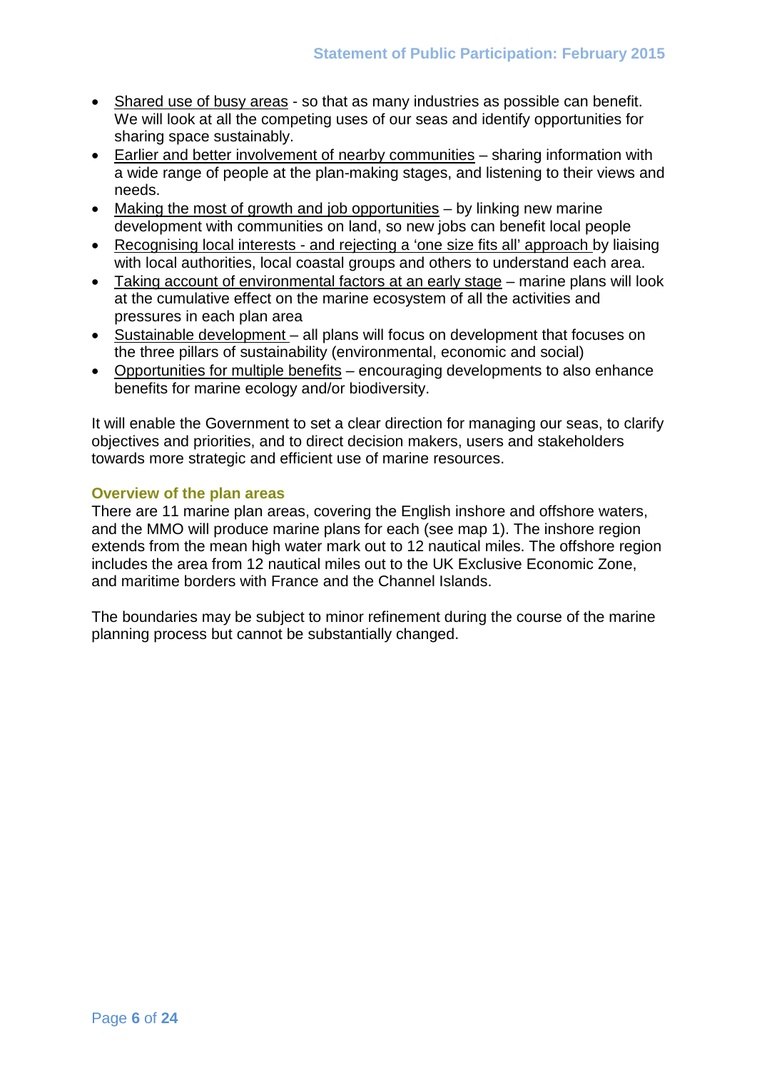- Shared use of busy areas - so that as many industries as possible can benefit. We will look at all the competing uses of our seas and identify opportunities for sharing space sustainably.
- Earlier and better involvement of nearby communities – sharing information with a wide range of people at the plan-making stages, and listening to their views and needs.
- Making the most of growth and job opportunities – by linking new marine development with communities on land, so new jobs can benefit local people
- Recognising local interests - and rejecting a 'one size fits all' approach by liaising with local authorities, local coastal groups and others to understand each area.
- Taking account of environmental factors at an early stage – marine plans will look at the cumulative effect on the marine ecosystem of all the activities and pressures in each plan area
- Sustainable development – all plans will focus on development that focuses on the three pillars of sustainability (environmental, economic and social)
- Opportunities for multiple benefits – encouraging developments to also enhance benefits for marine ecology and/or biodiversity.

It will enable the Government to set a clear direction for managing our seas, to clarify objectives and priorities, and to direct decision makers, users and stakeholders towards more strategic and efficient use of marine resources.

### Overview of the plan areas

There are 11 marine plan areas, covering the English inshore and offshore waters, and the MMO will produce marine plans for each (see map 1). The inshore region extends from the mean high water mark out to 12 nautical miles. The offshore region includes the area from 12 nautical miles out to the UK Exclusive Economic Zone, and maritime borders with France and the Channel Islands.

The boundaries may be subject to minor refinement during the course of the marine planning process but cannot be substantially changed.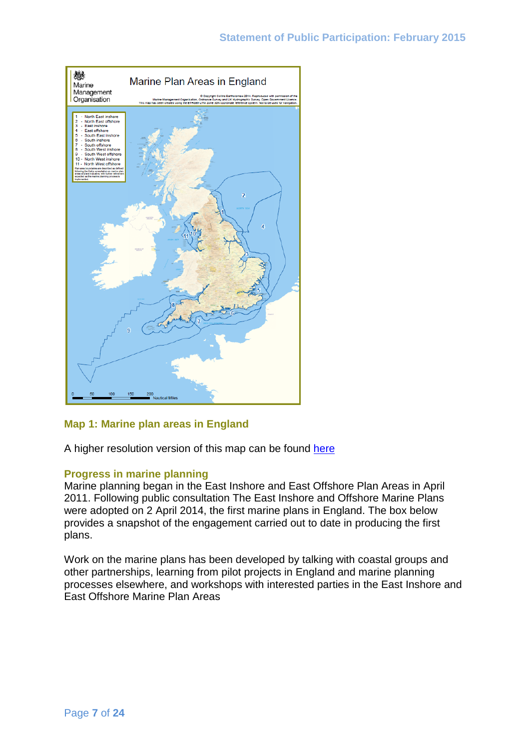**Map 1: Marine plan areas in England**

A higher resolution version of this map can be found here

## Progress in marine planning

Marine planning began in the East Inshore and East Offshore Plan Areas in April 2011. Following public consultation The East Inshore and Offshore Marine Plans were adopted on 2 April 2014, the first marine plans in England. The box below provides a snapshot of the engagement carried out to date in producing the first plans.

Work on the marine plans has been developed by talking with coastal groups and other partnerships, learning from pilot projects in England and marine planning processes elsewhere, and workshops with interested parties in the East Inshore and East Offshore Marine Plan Areas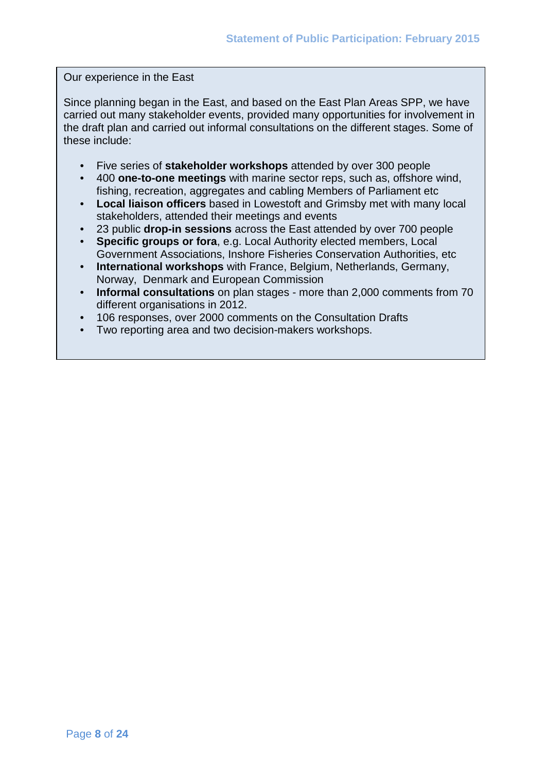Our experience in the East

Since planning began in the East, and based on the East Plan Areas SPP, we have carried out many stakeholder events, provided many opportunities for involvement in the draft plan and carried out informal consultations on the different stages. Some of these include:

- Five series of **stakeholder workshops** attended by over 300 people
- 400 **one-to-one meetings** with marine sector reps, such as, offshore wind, fishing, recreation, aggregates and cabling Members of Parliament etc
- **Local liaison officers** based in Lowestoft and Grimsby met with many local stakeholders, attended their meetings and events
- 23 public **drop-in sessions** across the East attended by over 700 people
- **Specific groups or fora**, e.g. Local Authority elected members, Local Government Associations, Inshore Fisheries Conservation Authorities, etc
- **International workshops** with France, Belgium, Netherlands, Germany, Norway, Denmark and European Commission
- **Informal consultations** on plan stages - more than 2,000 comments from 70 different organisations in 2012.
- 106 responses, over 2000 comments on the Consultation Drafts
- Two reporting area and two decision-makers workshops.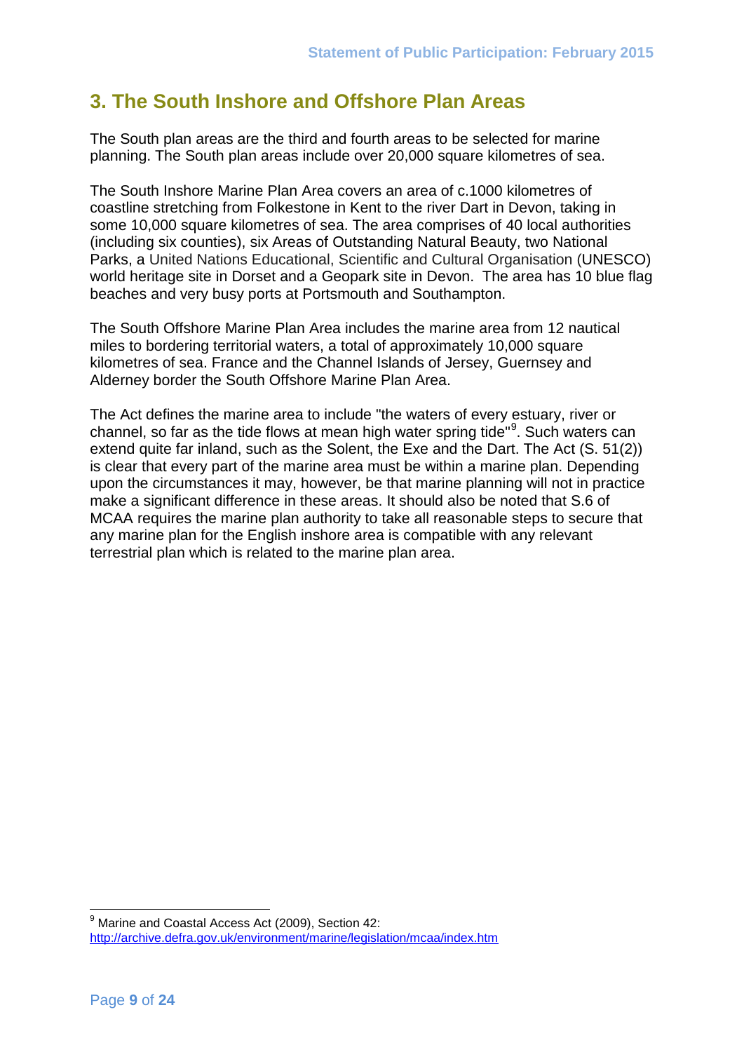## 3. The South Inshore and Offshore Plan Areas

The South plan areas are the third and fourth areas to be selected for marine planning. The South plan areas include over 20,000 square kilometres of sea.

The South Inshore Marine Plan Area covers an area of c.1000 kilometres of coastline stretching from Folkestone in Kent to the river Dart in Devon, taking in some 10,000 square kilometres of sea. The area comprises of 40 local authorities (including six counties), six Areas of Outstanding Natural Beauty, two National Parks, a United Nations Educational, Scientific and Cultural Organisation (UNESCO) world heritage site in Dorset and a Geopark site in Devon. The area has 10 blue flag beaches and very busy ports at Portsmouth and Southampton.

The South Offshore Marine Plan Area includes the marine area from 12 nautical miles to bordering territorial waters, a total of approximately 10,000 square kilometres of sea. France and the Channel Islands of Jersey, Guernsey and Alderney border the South Offshore Marine Plan Area.

The Act defines the marine area to include "the waters of every estuary, river or channel, so far as the tide flows at mean high water spring tide"[9]. Such waters can extend quite far inland, such as the Solent, the Exe and the Dart. The Act (S. 51(2)) is clear that every part of the marine area must be within a marine plan. Depending upon the circumstances it may, however, be that marine planning will not in practice make a significant difference in these areas. It should also be noted that S.6 of MCAA requires the marine plan authority to take all reasonable steps to secure that any marine plan for the English inshore area is compatible with any relevant terrestrial plan which is related to the marine plan area.

[9] Marine and Coastal Access Act (2009), Section 42: http://archive.defra.gov.uk/environment/marine/legislation/mcaa/index.htm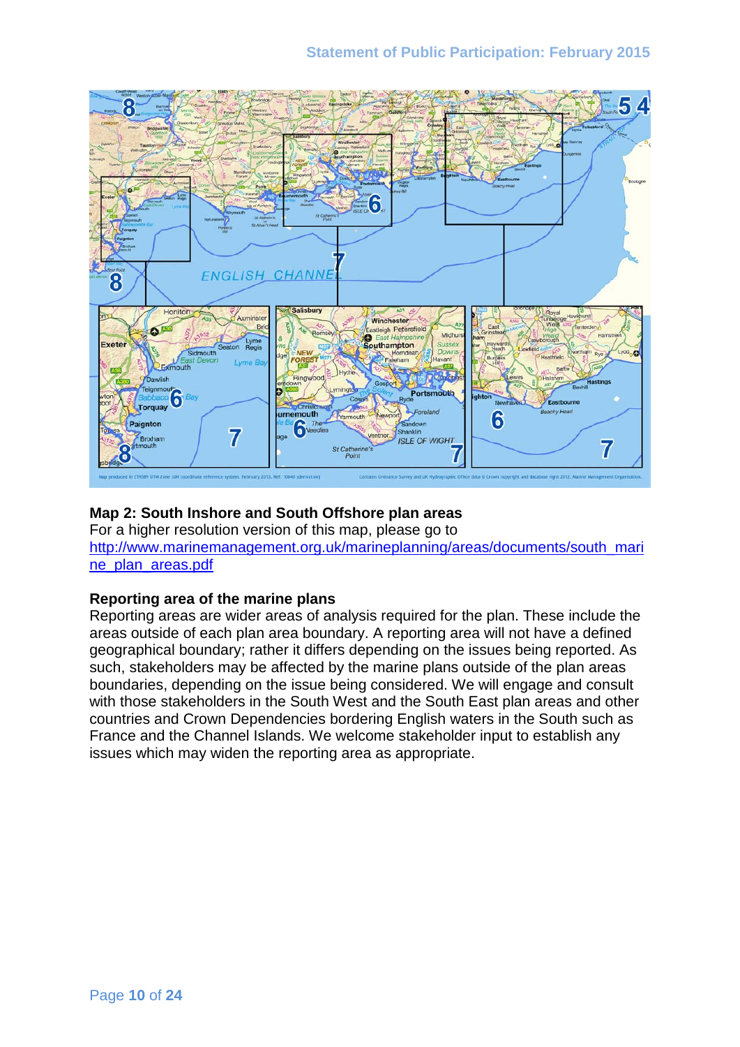**Map 2: South Inshore and South Offshore plan areas**
For a higher resolution version of this map, please go to http://www.marinemanagement.org.uk/marineplanning/areas/documents/south_marine_plan_areas.pdf

**Reporting area of the marine plans**
Reporting areas are wider areas of analysis required for the plan. These include the areas outside of each plan area boundary. A reporting area will not have a defined geographical boundary; rather it differs depending on the issues being reported. As such, stakeholders may be affected by the marine plans outside of the plan areas boundaries, depending on the issue being considered. We will engage and consult with those stakeholders in the South West and the South East plan areas and other countries and Crown Dependencies bordering English waters in the South such as France and the Channel Islands. We welcome stakeholder input to establish any issues which may widen the reporting area as appropriate.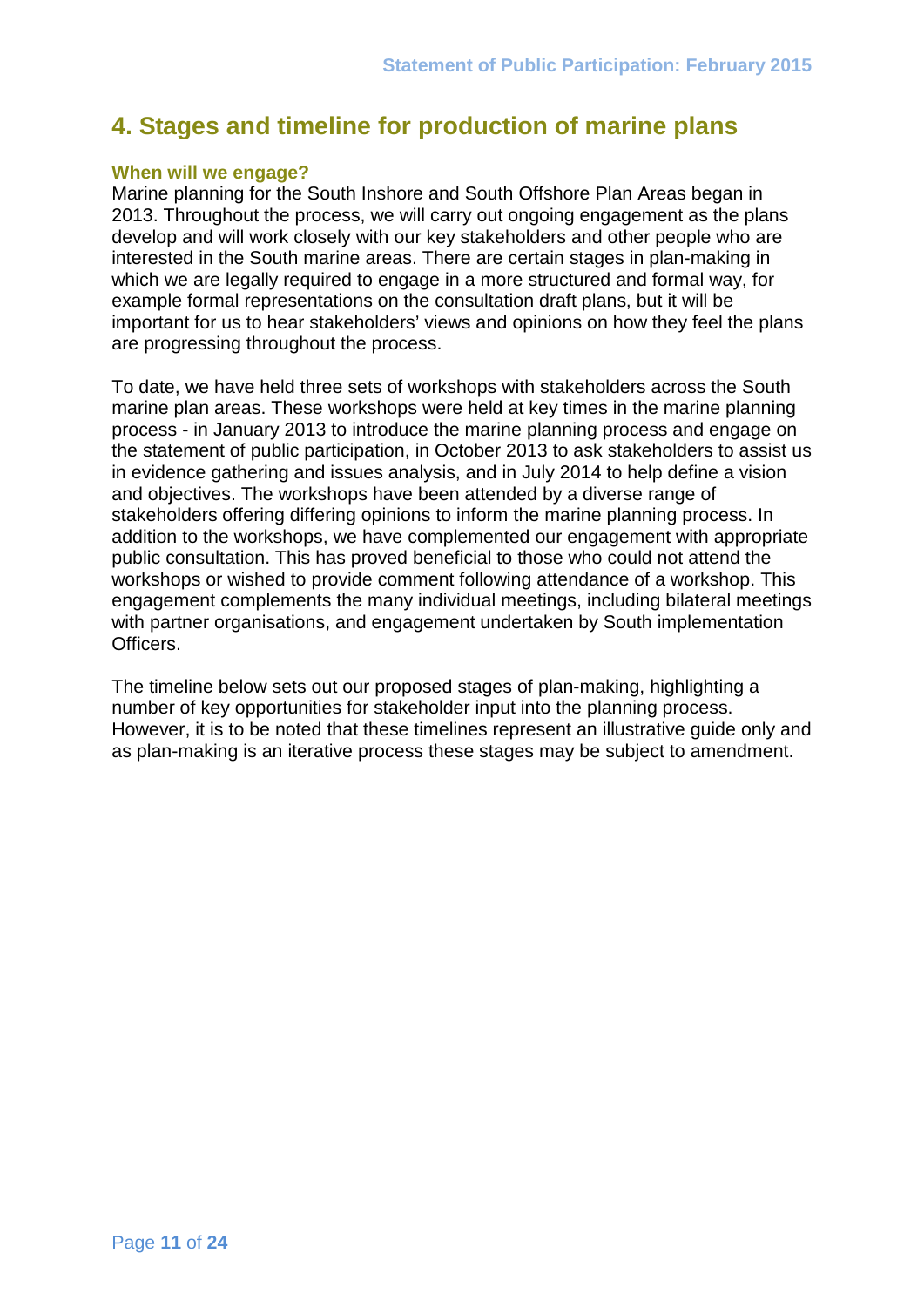## 4. Stages and timeline for production of marine plans

### When will we engage?

Marine planning for the South Inshore and South Offshore Plan Areas began in 2013. Throughout the process, we will carry out ongoing engagement as the plans develop and will work closely with our key stakeholders and other people who are interested in the South marine areas. There are certain stages in plan-making in which we are legally required to engage in a more structured and formal way, for example formal representations on the consultation draft plans, but it will be important for us to hear stakeholders' views and opinions on how they feel the plans are progressing throughout the process.

To date, we have held three sets of workshops with stakeholders across the South marine plan areas. These workshops were held at key times in the marine planning process - in January 2013 to introduce the marine planning process and engage on the statement of public participation, in October 2013 to ask stakeholders to assist us in evidence gathering and issues analysis, and in July 2014 to help define a vision and objectives. The workshops have been attended by a diverse range of stakeholders offering differing opinions to inform the marine planning process. In addition to the workshops, we have complemented our engagement with appropriate public consultation. This has proved beneficial to those who could not attend the workshops or wished to provide comment following attendance of a workshop. This engagement complements the many individual meetings, including bilateral meetings with partner organisations, and engagement undertaken by South implementation Officers.

The timeline below sets out our proposed stages of plan-making, highlighting a number of key opportunities for stakeholder input into the planning process. However, it is to be noted that these timelines represent an illustrative guide only and as plan-making is an iterative process these stages may be subject to amendment.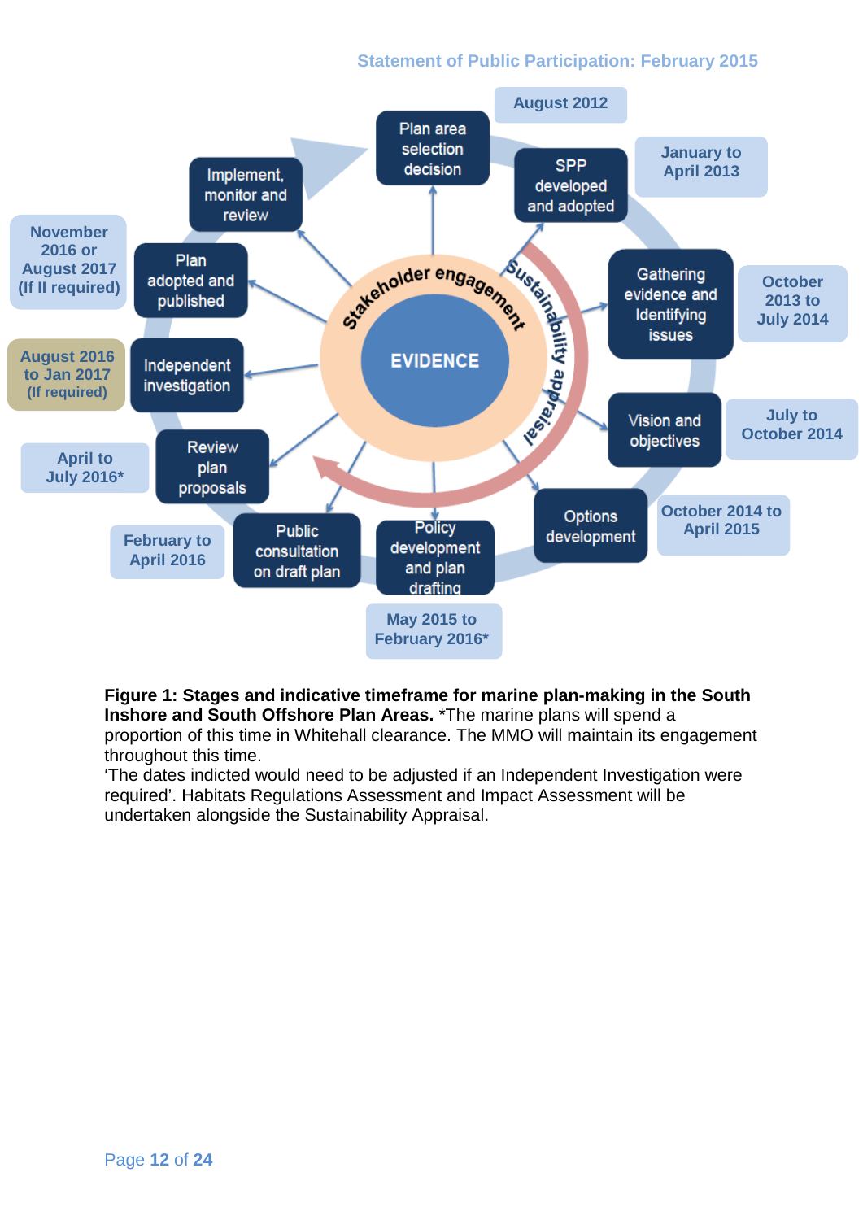Plan area selection decision — August 2012

SPP developed and adopted — January to April 2013

Gathering evidence and Identifying issues — October 2013 to July 2014

Vision and objectives — July to October 2014

Options development — October 2014 to April 2015

Policy development and plan drafting — May 2015 to February 2016*

Public consultation on draft plan — February to April 2016

Review plan proposals — April to July 2016*

Independent investigation — August 2016 to Jan 2017 (If required)

Plan adopted and published — November 2016 or August 2017 (If II required)

Implement, monitor and review

EVIDENCE

Stakeholder engagement

Sustainability appraisal

**Figure 1: Stages and indicative timeframe for marine plan-making in the South Inshore and South Offshore Plan Areas.** *The marine plans will spend a proportion of this time in Whitehall clearance. The MMO will maintain its engagement throughout this time.
'The dates indicted would need to be adjusted if an Independent Investigation were required'. Habitats Regulations Assessment and Impact Assessment will be undertaken alongside the Sustainability Appraisal.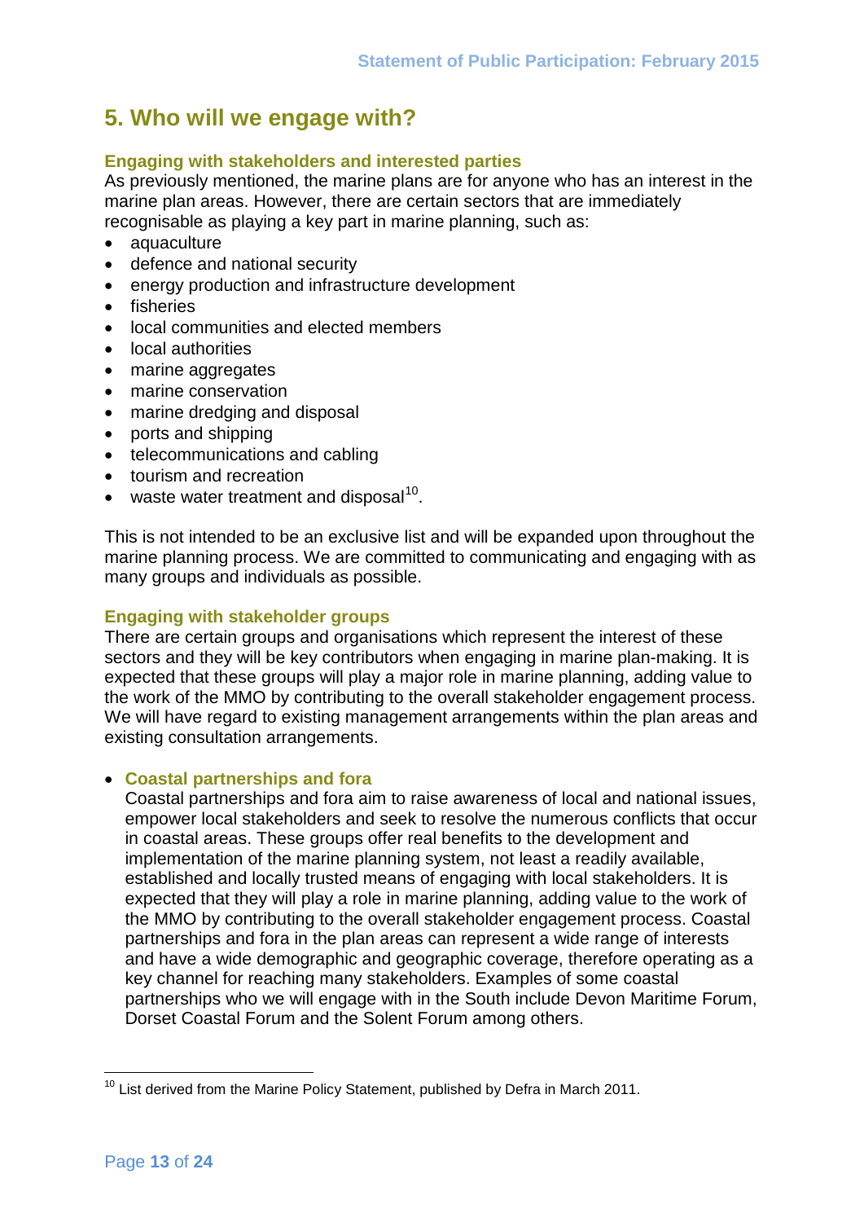## 5. Who will we engage with?

### Engaging with stakeholders and interested parties

As previously mentioned, the marine plans are for anyone who has an interest in the marine plan areas. However, there are certain sectors that are immediately recognisable as playing a key part in marine planning, such as:

- aquaculture
- defence and national security
- energy production and infrastructure development
- fisheries
- local communities and elected members
- local authorities
- marine aggregates
- marine conservation
- marine dredging and disposal
- ports and shipping
- telecommunications and cabling
- tourism and recreation
- waste water treatment and disposal[10].

This is not intended to be an exclusive list and will be expanded upon throughout the marine planning process. We are committed to communicating and engaging with as many groups and individuals as possible.

### Engaging with stakeholder groups

There are certain groups and organisations which represent the interest of these sectors and they will be key contributors when engaging in marine plan-making. It is expected that these groups will play a major role in marine planning, adding value to the work of the MMO by contributing to the overall stakeholder engagement process. We will have regard to existing management arrangements within the plan areas and existing consultation arrangements.

- **Coastal partnerships and fora**
  Coastal partnerships and fora aim to raise awareness of local and national issues, empower local stakeholders and seek to resolve the numerous conflicts that occur in coastal areas. These groups offer real benefits to the development and implementation of the marine planning system, not least a readily available, established and locally trusted means of engaging with local stakeholders. It is expected that they will play a role in marine planning, adding value to the work of the MMO by contributing to the overall stakeholder engagement process. Coastal partnerships and fora in the plan areas can represent a wide range of interests and have a wide demographic and geographic coverage, therefore operating as a key channel for reaching many stakeholders. Examples of some coastal partnerships who we will engage with in the South include Devon Maritime Forum, Dorset Coastal Forum and the Solent Forum among others.

---

[10] List derived from the Marine Policy Statement, published by Defra in March 2011.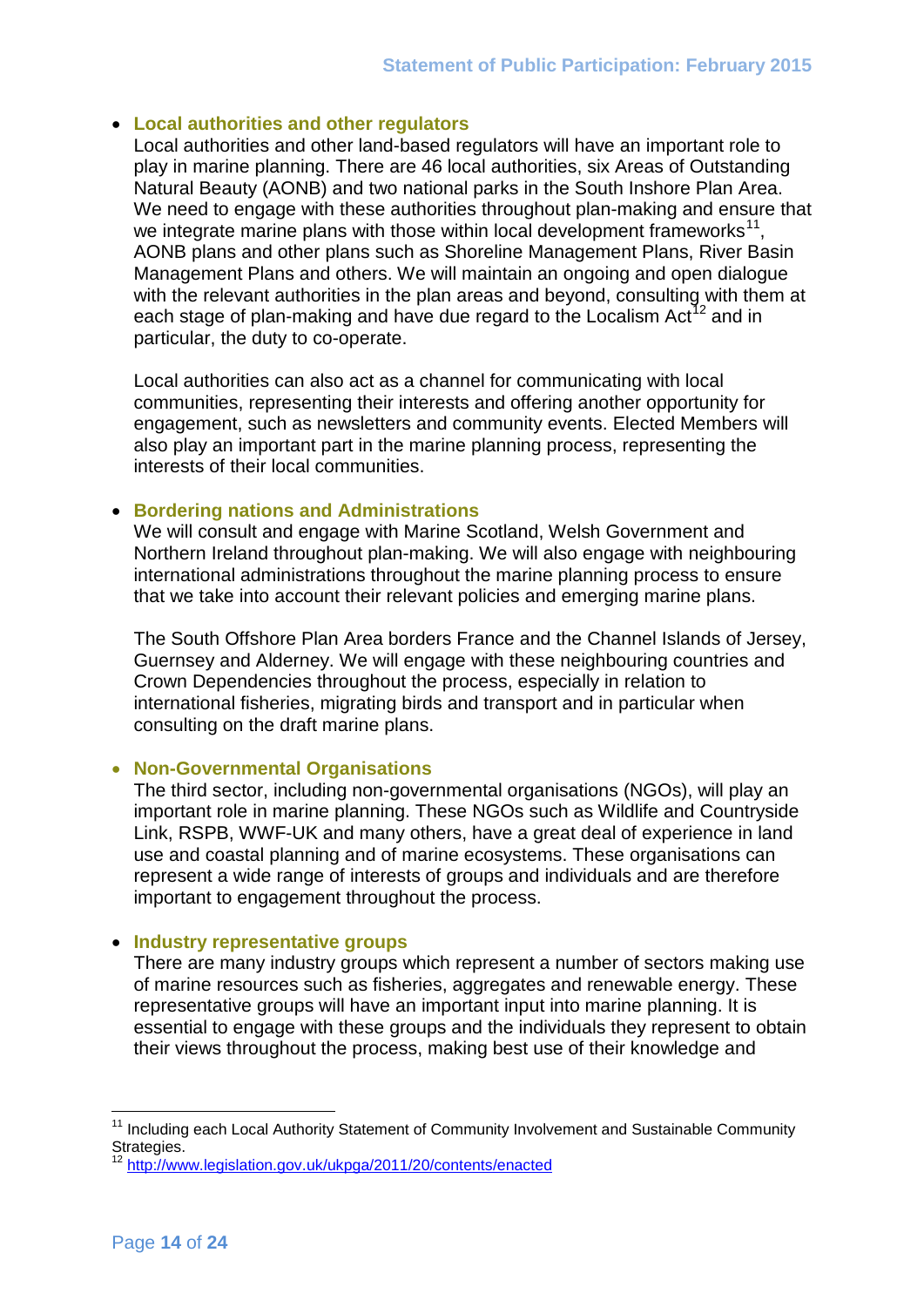- **Local authorities and other regulators**
  Local authorities and other land-based regulators will have an important role to play in marine planning. There are 46 local authorities, six Areas of Outstanding Natural Beauty (AONB) and two national parks in the South Inshore Plan Area. We need to engage with these authorities throughout plan-making and ensure that we integrate marine plans with those within local development frameworks[11], AONB plans and other plans such as Shoreline Management Plans, River Basin Management Plans and others. We will maintain an ongoing and open dialogue with the relevant authorities in the plan areas and beyond, consulting with them at each stage of plan-making and have due regard to the Localism Act[12] and in particular, the duty to co-operate.

  Local authorities can also act as a channel for communicating with local communities, representing their interests and offering another opportunity for engagement, such as newsletters and community events. Elected Members will also play an important part in the marine planning process, representing the interests of their local communities.

- **Bordering nations and Administrations**
  We will consult and engage with Marine Scotland, Welsh Government and Northern Ireland throughout plan-making. We will also engage with neighbouring international administrations throughout the marine planning process to ensure that we take into account their relevant policies and emerging marine plans.

  The South Offshore Plan Area borders France and the Channel Islands of Jersey, Guernsey and Alderney. We will engage with these neighbouring countries and Crown Dependencies throughout the process, especially in relation to international fisheries, migrating birds and transport and in particular when consulting on the draft marine plans.

- **Non-Governmental Organisations**
  The third sector, including non-governmental organisations (NGOs), will play an important role in marine planning. These NGOs such as Wildlife and Countryside Link, RSPB, WWF-UK and many others, have a great deal of experience in land use and coastal planning and of marine ecosystems. These organisations can represent a wide range of interests of groups and individuals and are therefore important to engagement throughout the process.

- **Industry representative groups**
  There are many industry groups which represent a number of sectors making use of marine resources such as fisheries, aggregates and renewable energy. These representative groups will have an important input into marine planning. It is essential to engage with these groups and the individuals they represent to obtain their views throughout the process, making best use of their knowledge and

---

[11] Including each Local Authority Statement of Community Involvement and Sustainable Community Strategies.

[12] http://www.legislation.gov.uk/ukpga/2011/20/contents/enacted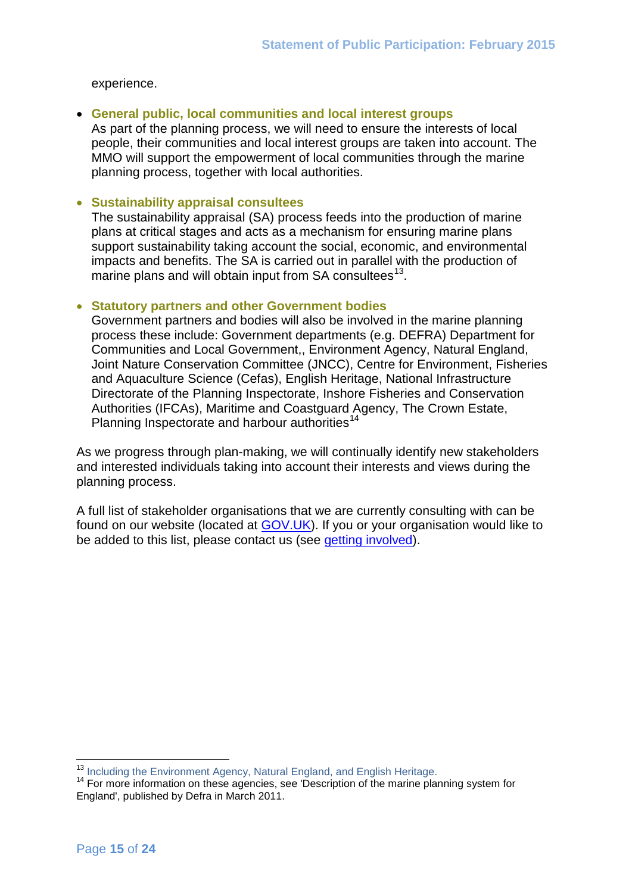experience.

- **General public, local communities and local interest groups**
  As part of the planning process, we will need to ensure the interests of local people, their communities and local interest groups are taken into account. The MMO will support the empowerment of local communities through the marine planning process, together with local authorities.

- **Sustainability appraisal consultees**
  The sustainability appraisal (SA) process feeds into the production of marine plans at critical stages and acts as a mechanism for ensuring marine plans support sustainability taking account the social, economic, and environmental impacts and benefits. The SA is carried out in parallel with the production of marine plans and will obtain input from SA consultees[13].

- **Statutory partners and other Government bodies**
  Government partners and bodies will also be involved in the marine planning process these include: Government departments (e.g. DEFRA) Department for Communities and Local Government,, Environment Agency, Natural England, Joint Nature Conservation Committee (JNCC), Centre for Environment, Fisheries and Aquaculture Science (Cefas), English Heritage, National Infrastructure Directorate of the Planning Inspectorate, Inshore Fisheries and Conservation Authorities (IFCAs), Maritime and Coastguard Agency, The Crown Estate, Planning Inspectorate and harbour authorities[14]

As we progress through plan-making, we will continually identify new stakeholders and interested individuals taking into account their interests and views during the planning process.

A full list of stakeholder organisations that we are currently consulting with can be found on our website (located at [GOV.UK]). If you or your organisation would like to be added to this list, please contact us (see [getting involved]).

---

[13] Including the Environment Agency, Natural England, and English Heritage.

[14] For more information on these agencies, see 'Description of the marine planning system for England', published by Defra in March 2011.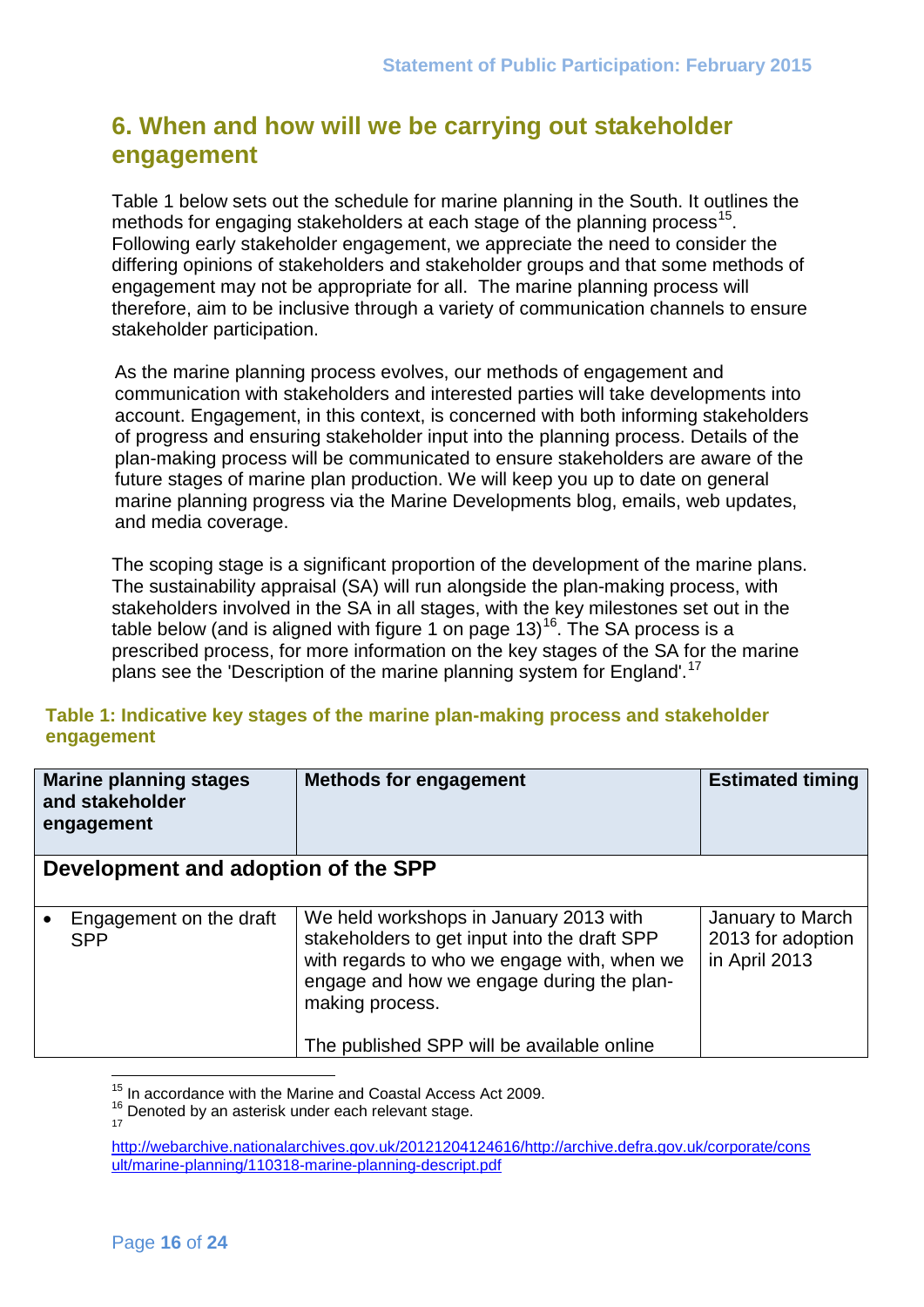## 6. When and how will we be carrying out stakeholder engagement

Table 1 below sets out the schedule for marine planning in the South. It outlines the methods for engaging stakeholders at each stage of the planning process[15]. Following early stakeholder engagement, we appreciate the need to consider the differing opinions of stakeholders and stakeholder groups and that some methods of engagement may not be appropriate for all. The marine planning process will therefore, aim to be inclusive through a variety of communication channels to ensure stakeholder participation.

As the marine planning process evolves, our methods of engagement and communication with stakeholders and interested parties will take developments into account. Engagement, in this context, is concerned with both informing stakeholders of progress and ensuring stakeholder input into the planning process. Details of the plan-making process will be communicated to ensure stakeholders are aware of the future stages of marine plan production. We will keep you up to date on general marine planning progress via the Marine Developments blog, emails, web updates, and media coverage.

The scoping stage is a significant proportion of the development of the marine plans. The sustainability appraisal (SA) will run alongside the plan-making process, with stakeholders involved in the SA in all stages, with the key milestones set out in the table below (and is aligned with figure 1 on page 13)[16]. The SA process is a prescribed process, for more information on the key stages of the SA for the marine plans see the 'Description of the marine planning system for England'.[17]

**Table 1: Indicative key stages of the marine plan-making process and stakeholder engagement**

| Marine planning stages and stakeholder engagement | Methods for engagement | Estimated timing |
|---|---|---|
| **Development and adoption of the SPP** | | |
| • Engagement on the draft SPP | We held workshops in January 2013 with stakeholders to get input into the draft SPP with regards to who we engage with, when we engage and how we engage during the plan-making process.<br><br>The published SPP will be available online | January to March 2013 for adoption in April 2013 |

[15] In accordance with the Marine and Coastal Access Act 2009.

[16] Denoted by an asterisk under each relevant stage.

[17] http://webarchive.nationalarchives.gov.uk/20121204124616/http://archive.defra.gov.uk/corporate/consult/marine-planning/110318-marine-planning-descript.pdf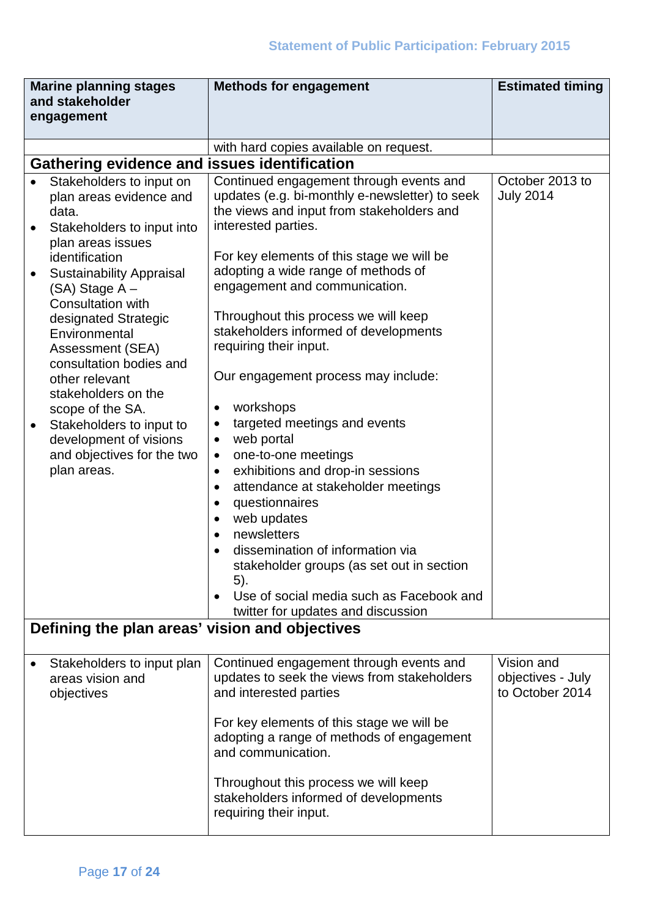| Marine planning stages and stakeholder engagement | Methods for engagement | Estimated timing |
|---|---|---|
| | with hard copies available on request. | |
| **Gathering evidence and issues identification** | | |
| • Stakeholders to input on plan areas evidence and data.<br>• Stakeholders to input into plan areas issues identification<br>• Sustainability Appraisal (SA) Stage A – Consultation with designated Strategic Environmental Assessment (SEA) consultation bodies and other relevant stakeholders on the scope of the SA.<br>• Stakeholders to input to development of visions and objectives for the two plan areas. | Continued engagement through events and updates (e.g. bi-monthly e-newsletter) to seek the views and input from stakeholders and interested parties.<br><br>For key elements of this stage we will be adopting a wide range of methods of engagement and communication.<br><br>Throughout this process we will keep stakeholders informed of developments requiring their input.<br><br>Our engagement process may include:<br><br>• workshops<br>• targeted meetings and events<br>• web portal<br>• one-to-one meetings<br>• exhibitions and drop-in sessions<br>• attendance at stakeholder meetings<br>• questionnaires<br>• web updates<br>• newsletters<br>• dissemination of information via stakeholder groups (as set out in section 5).<br>• Use of social media such as Facebook and twitter for updates and discussion | October 2013 to July 2014 |
| **Defining the plan areas' vision and objectives** | | |
| • Stakeholders to input plan areas vision and objectives | Continued engagement through events and updates to seek the views from stakeholders and interested parties<br><br>For key elements of this stage we will be adopting a range of methods of engagement and communication.<br><br>Throughout this process we will keep stakeholders informed of developments requiring their input. | Vision and objectives - July to October 2014 |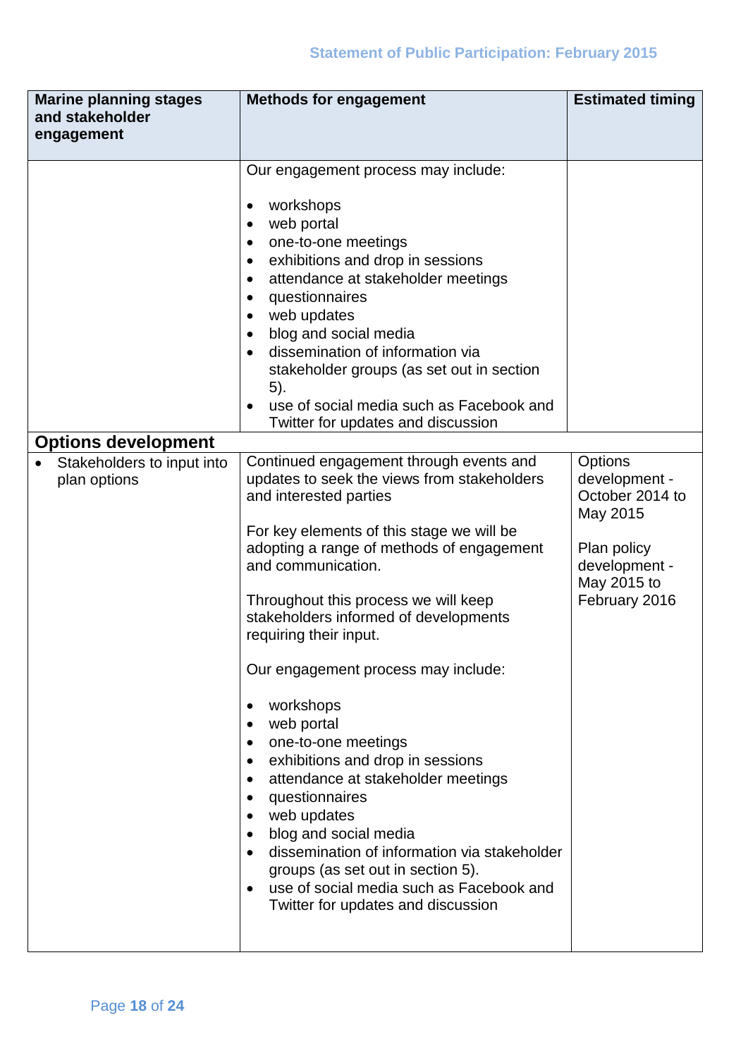| Marine planning stages and stakeholder engagement | Methods for engagement | Estimated timing |
|---|---|---|
| | Our engagement process may include:<br><br>• workshops<br>• web portal<br>• one-to-one meetings<br>• exhibitions and drop in sessions<br>• attendance at stakeholder meetings<br>• questionnaires<br>• web updates<br>• blog and social media<br>• dissemination of information via stakeholder groups (as set out in section 5).<br>• use of social media such as Facebook and Twitter for updates and discussion | |
| **Options development** | | |
| • Stakeholders to input into plan options | Continued engagement through events and updates to seek the views from stakeholders and interested parties<br><br>For key elements of this stage we will be adopting a range of methods of engagement and communication.<br><br>Throughout this process we will keep stakeholders informed of developments requiring their input.<br><br>Our engagement process may include:<br><br>• workshops<br>• web portal<br>• one-to-one meetings<br>• exhibitions and drop in sessions<br>• attendance at stakeholder meetings<br>• questionnaires<br>• web updates<br>• blog and social media<br>• dissemination of information via stakeholder groups (as set out in section 5).<br>• use of social media such as Facebook and Twitter for updates and discussion | Options development - October 2014 to May 2015<br><br>Plan policy development - May 2015 to February 2016 |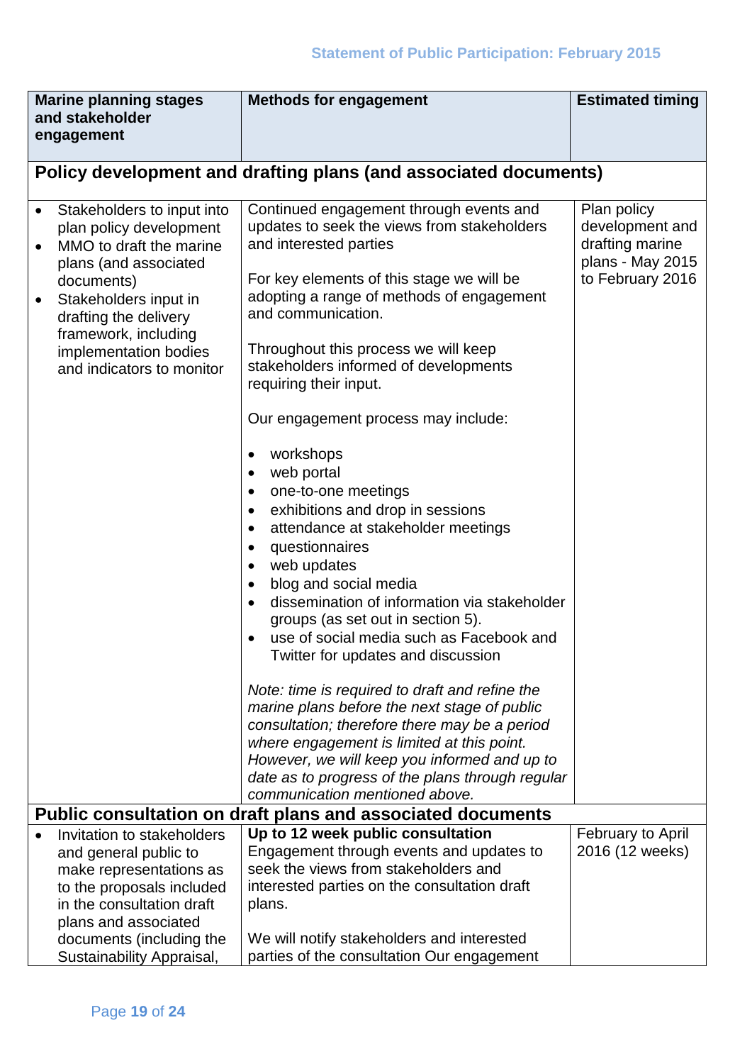| Marine planning stages and stakeholder engagement | Methods for engagement | Estimated timing |
|---|---|---|
| **Policy development and drafting plans (and associated documents)** | | |
| • Stakeholders to input into plan policy development<br>• MMO to draft the marine plans (and associated documents)<br>• Stakeholders input in drafting the delivery framework, including implementation bodies and indicators to monitor | Continued engagement through events and updates to seek the views from stakeholders and interested parties<br><br>For key elements of this stage we will be adopting a range of methods of engagement and communication.<br><br>Throughout this process we will keep stakeholders informed of developments requiring their input.<br><br>Our engagement process may include:<br><br>• workshops<br>• web portal<br>• one-to-one meetings<br>• exhibitions and drop in sessions<br>• attendance at stakeholder meetings<br>• questionnaires<br>• web updates<br>• blog and social media<br>• dissemination of information via stakeholder groups (as set out in section 5).<br>• use of social media such as Facebook and Twitter for updates and discussion<br><br>*Note: time is required to draft and refine the marine plans before the next stage of public consultation; therefore there may be a period where engagement is limited at this point. However, we will keep you informed and up to date as to progress of the plans through regular communication mentioned above.* | Plan policy development and drafting marine plans - May 2015 to February 2016 |
| **Public consultation on draft plans and associated documents** | | |
| • Invitation to stakeholders and general public to make representations as to the proposals included in the consultation draft plans and associated documents (including the Sustainability Appraisal, | **Up to 12 week public consultation**<br>Engagement through events and updates to seek the views from stakeholders and interested parties on the consultation draft plans.<br><br>We will notify stakeholders and interested parties of the consultation Our engagement | February to April 2016 (12 weeks) |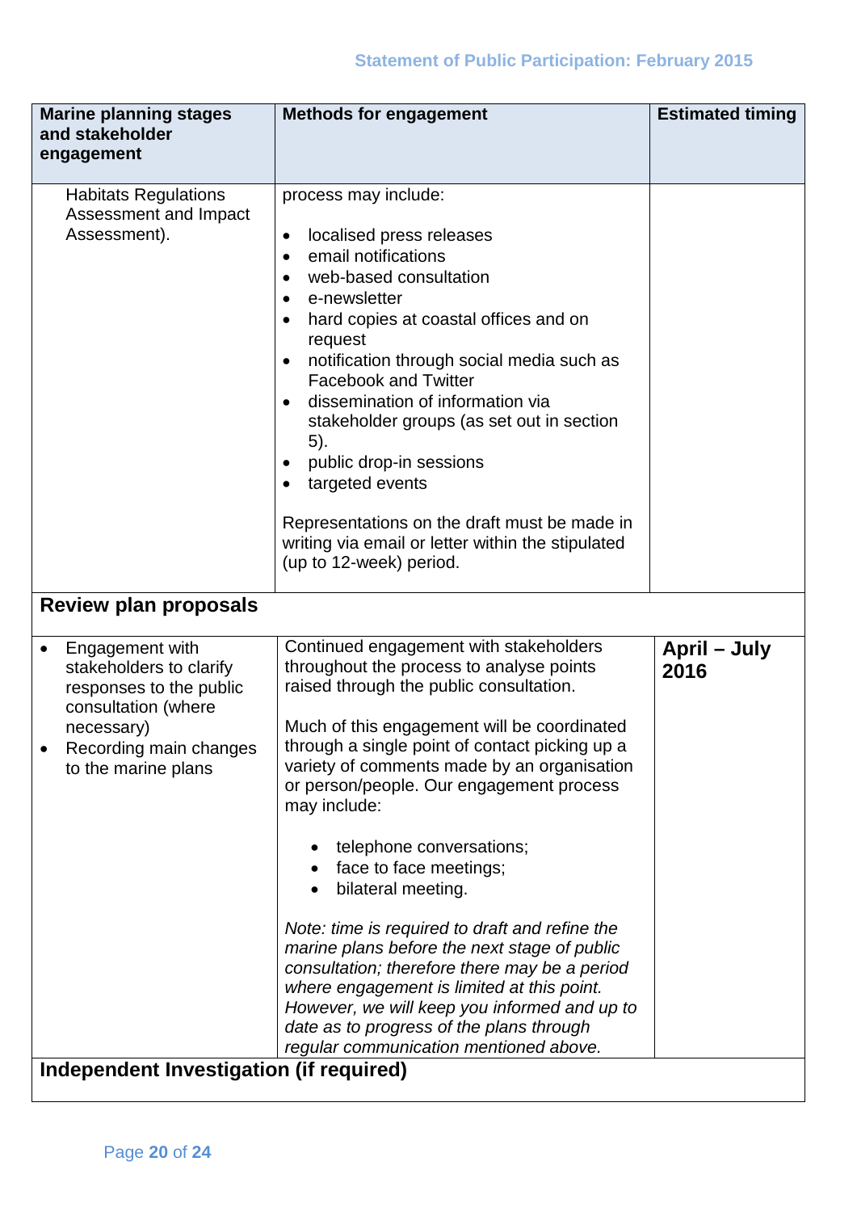| Marine planning stages and stakeholder engagement | Methods for engagement | Estimated timing |
|---|---|---|
| Habitats Regulations Assessment and Impact Assessment). | process may include:<br><br>• localised press releases<br>• email notifications<br>• web-based consultation<br>• e-newsletter<br>• hard copies at coastal offices and on request<br>• notification through social media such as Facebook and Twitter<br>• dissemination of information via stakeholder groups (as set out in section 5).<br>• public drop-in sessions<br>• targeted events<br><br>Representations on the draft must be made in writing via email or letter within the stipulated (up to 12-week) period. | |
| **Review plan proposals** | | |
| • Engagement with stakeholders to clarify responses to the public consultation (where necessary)<br>• Recording main changes to the marine plans | Continued engagement with stakeholders throughout the process to analyse points raised through the public consultation.<br><br>Much of this engagement will be coordinated through a single point of contact picking up a variety of comments made by an organisation or person/people. Our engagement process may include:<br><br>• telephone conversations;<br>• face to face meetings;<br>• bilateral meeting.<br><br>*Note: time is required to draft and refine the marine plans before the next stage of public consultation; therefore there may be a period where engagement is limited at this point. However, we will keep you informed and up to date as to progress of the plans through regular communication mentioned above.* | **April – July 2016** |
| **Independent Investigation (if required)** | | |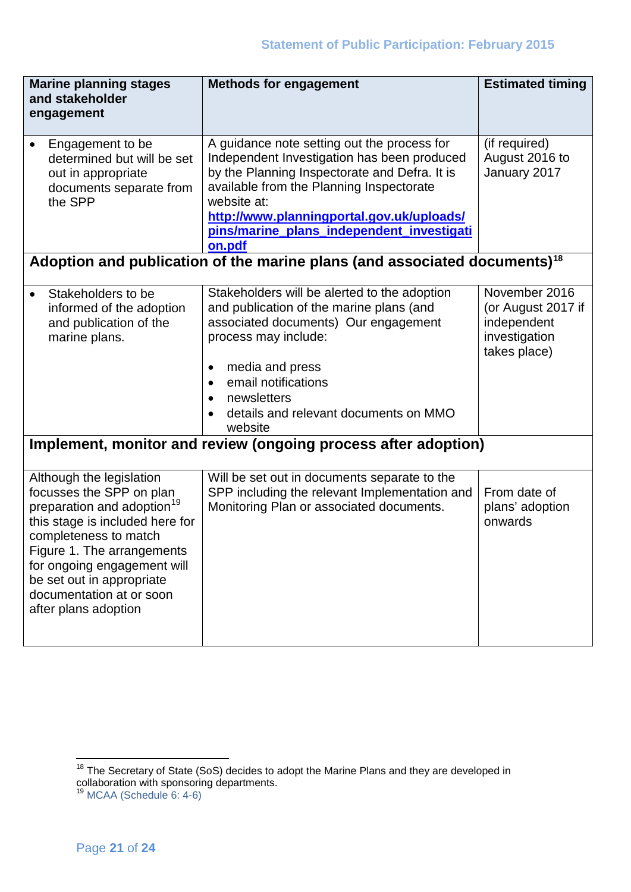| Marine planning stages and stakeholder engagement | Methods for engagement | Estimated timing |
|---|---|---|
| • Engagement to be determined but will be set out in appropriate documents separate from the SPP | A guidance note setting out the process for Independent Investigation has been produced by the Planning Inspectorate and Defra. It is available from the Planning Inspectorate website at: **http://www.planningportal.gov.uk/uploads/pins/marine_plans_independent_investigation.pdf** | (if required) August 2016 to January 2017 |
| **Adoption and publication of the marine plans (and associated documents)[18]** | | |
| • Stakeholders to be informed of the adoption and publication of the marine plans. | Stakeholders will be alerted to the adoption and publication of the marine plans (and associated documents) Our engagement process may include: <br>• media and press <br>• email notifications <br>• newsletters <br>• details and relevant documents on MMO website | November 2016 (or August 2017 if independent investigation takes place) |
| **Implement, monitor and review (ongoing process after adoption)** | | |
| Although the legislation focusses the SPP on plan preparation and adoption[19] this stage is included here for completeness to match Figure 1. The arrangements for ongoing engagement will be set out in appropriate documentation at or soon after plans adoption | Will be set out in documents separate to the SPP including the relevant Implementation and Monitoring Plan or associated documents. | From date of plans' adoption onwards |

[18] The Secretary of State (SoS) decides to adopt the Marine Plans and they are developed in collaboration with sponsoring departments.

[19] MCAA (Schedule 6: 4-6)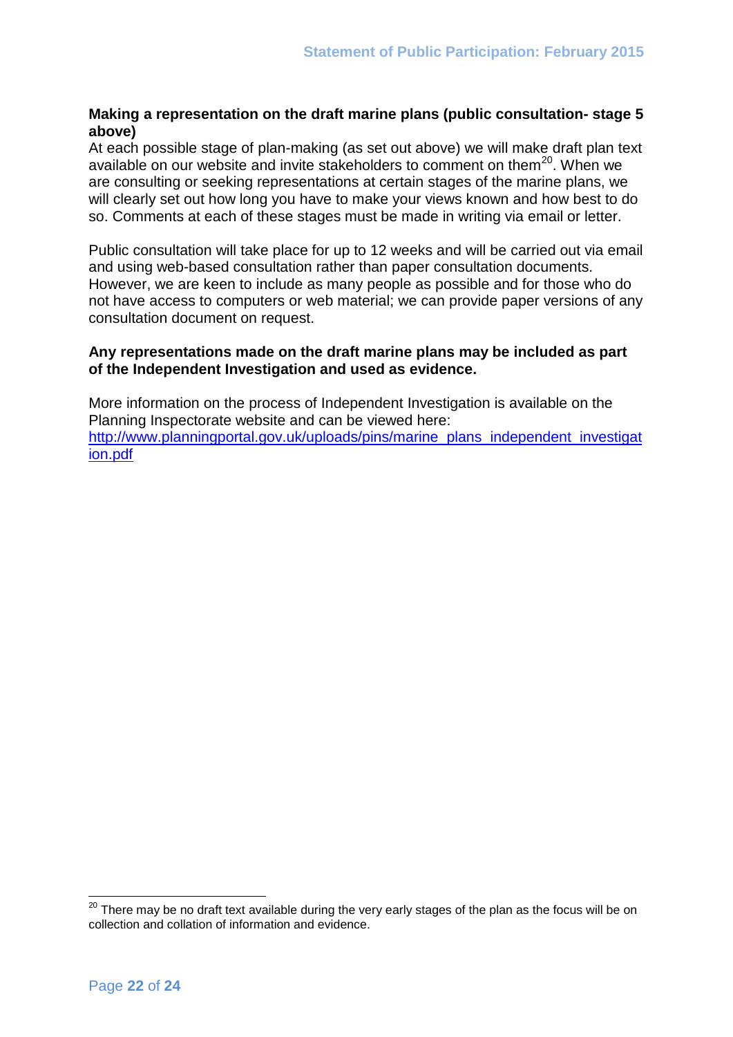**Making a representation on the draft marine plans (public consultation- stage 5 above)**

At each possible stage of plan-making (as set out above) we will make draft plan text available on our website and invite stakeholders to comment on them[20]. When we are consulting or seeking representations at certain stages of the marine plans, we will clearly set out how long you have to make your views known and how best to do so. Comments at each of these stages must be made in writing via email or letter.

Public consultation will take place for up to 12 weeks and will be carried out via email and using web-based consultation rather than paper consultation documents. However, we are keen to include as many people as possible and for those who do not have access to computers or web material; we can provide paper versions of any consultation document on request.

**Any representations made on the draft marine plans may be included as part of the Independent Investigation and used as evidence.**

More information on the process of Independent Investigation is available on the Planning Inspectorate website and can be viewed here: [http://www.planningportal.gov.uk/uploads/pins/marine_plans_independent_investigation.pdf](http://www.planningportal.gov.uk/uploads/pins/marine_plans_independent_investigation.pdf)

---

[20] There may be no draft text available during the very early stages of the plan as the focus will be on collection and collation of information and evidence.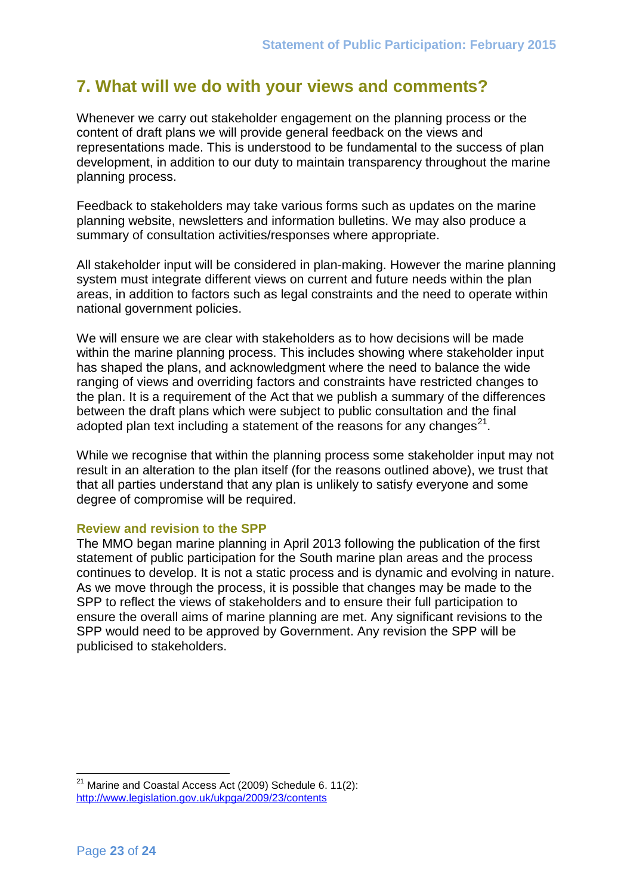## 7. What will we do with your views and comments?

Whenever we carry out stakeholder engagement on the planning process or the content of draft plans we will provide general feedback on the views and representations made. This is understood to be fundamental to the success of plan development, in addition to our duty to maintain transparency throughout the marine planning process.

Feedback to stakeholders may take various forms such as updates on the marine planning website, newsletters and information bulletins. We may also produce a summary of consultation activities/responses where appropriate.

All stakeholder input will be considered in plan-making. However the marine planning system must integrate different views on current and future needs within the plan areas, in addition to factors such as legal constraints and the need to operate within national government policies.

We will ensure we are clear with stakeholders as to how decisions will be made within the marine planning process. This includes showing where stakeholder input has shaped the plans, and acknowledgment where the need to balance the wide ranging of views and overriding factors and constraints have restricted changes to the plan. It is a requirement of the Act that we publish a summary of the differences between the draft plans which were subject to public consultation and the final adopted plan text including a statement of the reasons for any changes[21].

While we recognise that within the planning process some stakeholder input may not result in an alteration to the plan itself (for the reasons outlined above), we trust that that all parties understand that any plan is unlikely to satisfy everyone and some degree of compromise will be required.

### Review and revision to the SPP

The MMO began marine planning in April 2013 following the publication of the first statement of public participation for the South marine plan areas and the process continues to develop. It is not a static process and is dynamic and evolving in nature. As we move through the process, it is possible that changes may be made to the SPP to reflect the views of stakeholders and to ensure their full participation to ensure the overall aims of marine planning are met. Any significant revisions to the SPP would need to be approved by Government. Any revision the SPP will be publicised to stakeholders.

---

[21] Marine and Coastal Access Act (2009) Schedule 6. 11(2): http://www.legislation.gov.uk/ukpga/2009/23/contents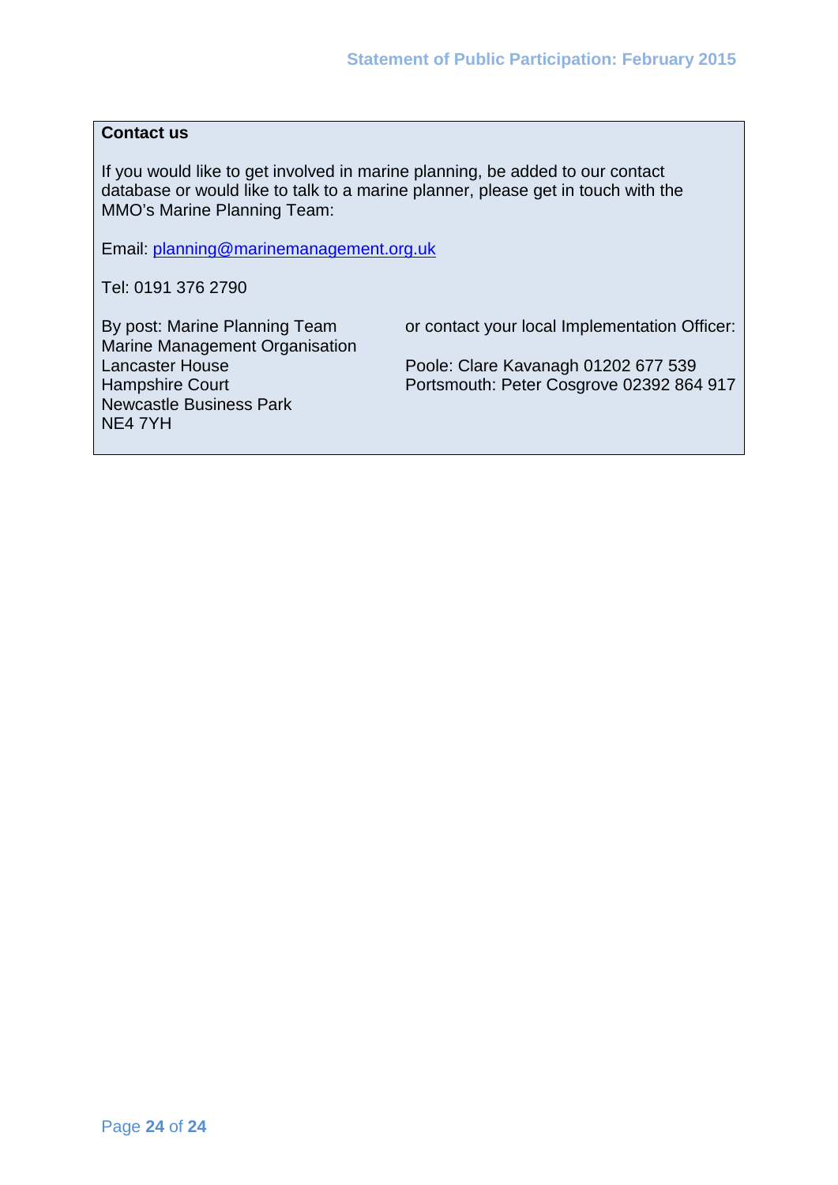**Contact us**

If you would like to get involved in marine planning, be added to our contact database or would like to talk to a marine planner, please get in touch with the MMO's Marine Planning Team:

Email: [planning@marinemanagement.org.uk](mailto:planning@marinemanagement.org.uk)

Tel: 0191 376 2790

By post: Marine Planning Team
Marine Management Organisation
Lancaster House
Hampshire Court
Newcastle Business Park
NE4 7YH

or contact your local Implementation Officer:

Poole: Clare Kavanagh 01202 677 539
Portsmouth: Peter Cosgrove 02392 864 917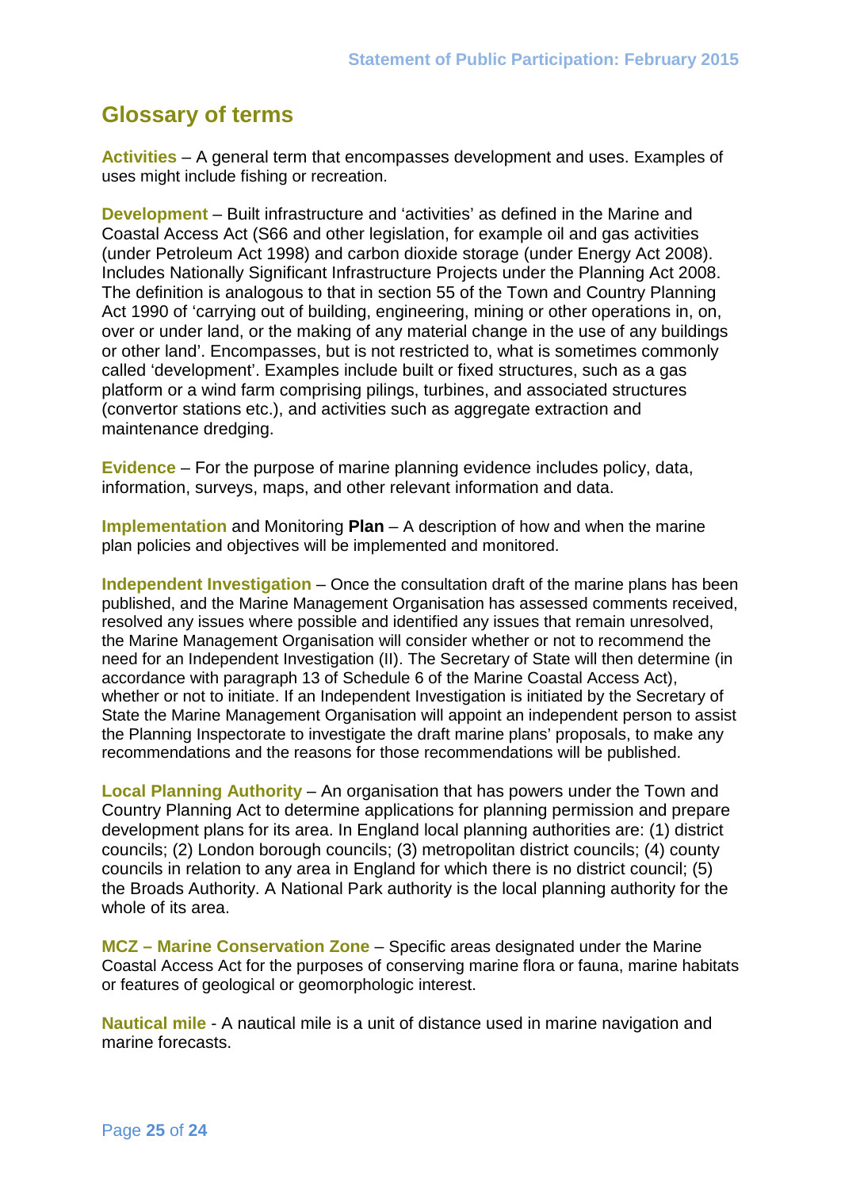## Glossary of terms

**Activities** – A general term that encompasses development and uses. Examples of uses might include fishing or recreation.

**Development** – Built infrastructure and 'activities' as defined in the Marine and Coastal Access Act (S66 and other legislation, for example oil and gas activities (under Petroleum Act 1998) and carbon dioxide storage (under Energy Act 2008). Includes Nationally Significant Infrastructure Projects under the Planning Act 2008. The definition is analogous to that in section 55 of the Town and Country Planning Act 1990 of 'carrying out of building, engineering, mining or other operations in, on, over or under land, or the making of any material change in the use of any buildings or other land'. Encompasses, but is not restricted to, what is sometimes commonly called 'development'. Examples include built or fixed structures, such as a gas platform or a wind farm comprising pilings, turbines, and associated structures (convertor stations etc.), and activities such as aggregate extraction and maintenance dredging.

**Evidence** – For the purpose of marine planning evidence includes policy, data, information, surveys, maps, and other relevant information and data.

**Implementation** and Monitoring **Plan** – A description of how and when the marine plan policies and objectives will be implemented and monitored.

**Independent Investigation** – Once the consultation draft of the marine plans has been published, and the Marine Management Organisation has assessed comments received, resolved any issues where possible and identified any issues that remain unresolved, the Marine Management Organisation will consider whether or not to recommend the need for an Independent Investigation (II). The Secretary of State will then determine (in accordance with paragraph 13 of Schedule 6 of the Marine Coastal Access Act), whether or not to initiate. If an Independent Investigation is initiated by the Secretary of State the Marine Management Organisation will appoint an independent person to assist the Planning Inspectorate to investigate the draft marine plans' proposals, to make any recommendations and the reasons for those recommendations will be published.

**Local Planning Authority** – An organisation that has powers under the Town and Country Planning Act to determine applications for planning permission and prepare development plans for its area. In England local planning authorities are: (1) district councils; (2) London borough councils; (3) metropolitan district councils; (4) county councils in relation to any area in England for which there is no district council; (5) the Broads Authority. A National Park authority is the local planning authority for the whole of its area.

**MCZ – Marine Conservation Zone** – Specific areas designated under the Marine Coastal Access Act for the purposes of conserving marine flora or fauna, marine habitats or features of geological or geomorphologic interest.

**Nautical mile** - A nautical mile is a unit of distance used in marine navigation and marine forecasts.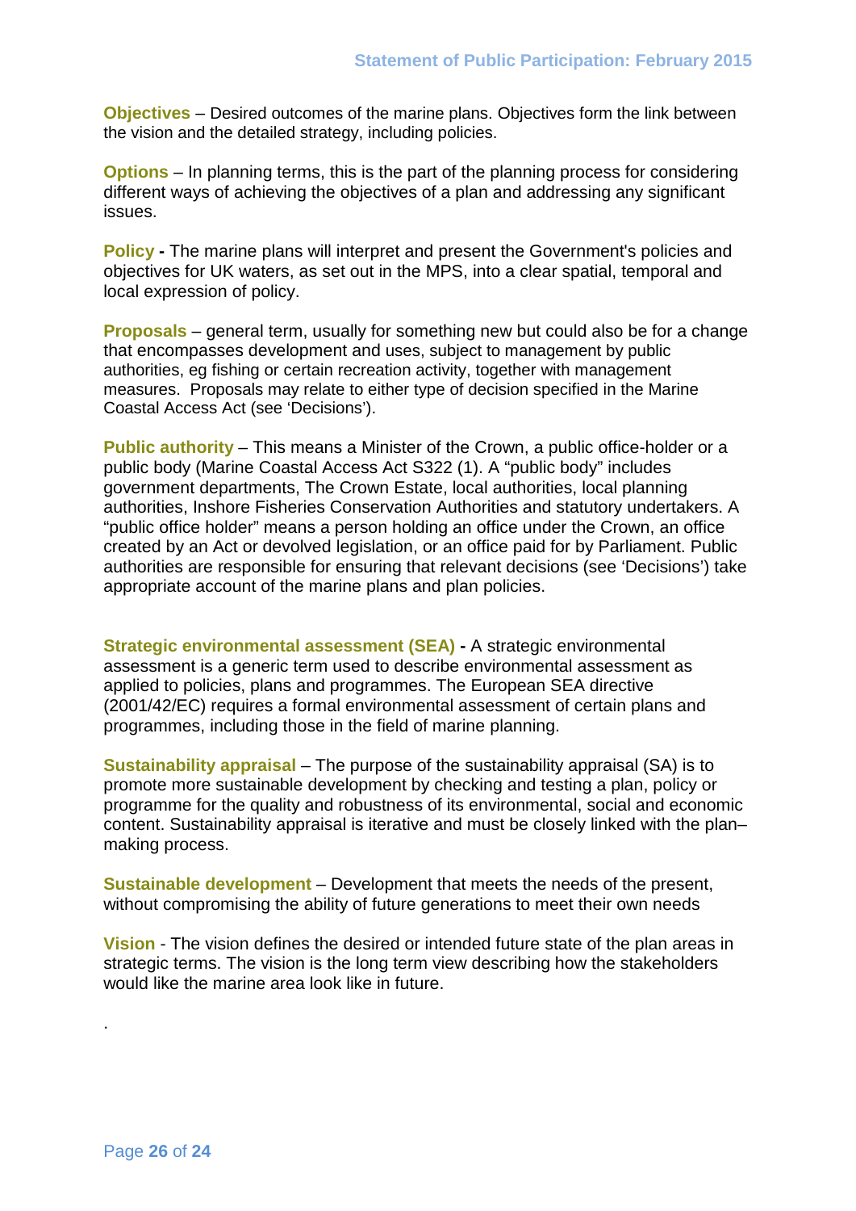**Objectives** – Desired outcomes of the marine plans. Objectives form the link between the vision and the detailed strategy, including policies.

**Options** – In planning terms, this is the part of the planning process for considering different ways of achieving the objectives of a plan and addressing any significant issues.

**Policy -** The marine plans will interpret and present the Government's policies and objectives for UK waters, as set out in the MPS, into a clear spatial, temporal and local expression of policy.

**Proposals** – general term, usually for something new but could also be for a change that encompasses development and uses, subject to management by public authorities, eg fishing or certain recreation activity, together with management measures. Proposals may relate to either type of decision specified in the Marine Coastal Access Act (see 'Decisions').

**Public authority** – This means a Minister of the Crown, a public office-holder or a public body (Marine Coastal Access Act S322 (1). A "public body" includes government departments, The Crown Estate, local authorities, local planning authorities, Inshore Fisheries Conservation Authorities and statutory undertakers. A "public office holder" means a person holding an office under the Crown, an office created by an Act or devolved legislation, or an office paid for by Parliament. Public authorities are responsible for ensuring that relevant decisions (see 'Decisions') take appropriate account of the marine plans and plan policies.

**Strategic environmental assessment (SEA) -** A strategic environmental assessment is a generic term used to describe environmental assessment as applied to policies, plans and programmes. The European SEA directive (2001/42/EC) requires a formal environmental assessment of certain plans and programmes, including those in the field of marine planning.

**Sustainability appraisal** – The purpose of the sustainability appraisal (SA) is to promote more sustainable development by checking and testing a plan, policy or programme for the quality and robustness of its environmental, social and economic content. Sustainability appraisal is iterative and must be closely linked with the plan–making process.

**Sustainable development** – Development that meets the needs of the present, without compromising the ability of future generations to meet their own needs

**Vision** - The vision defines the desired or intended future state of the plan areas in strategic terms. The vision is the long term view describing how the stakeholders would like the marine area look like in future.

.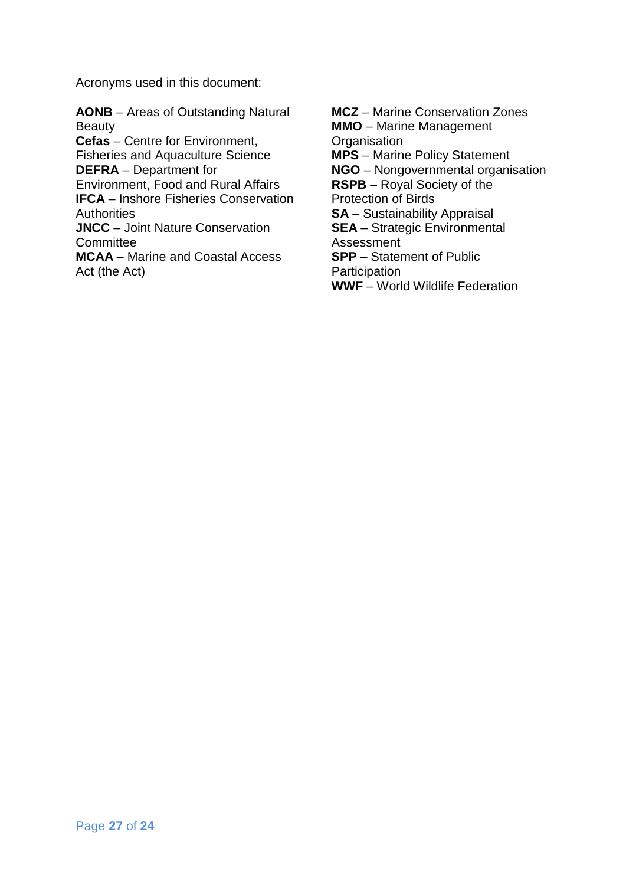Acronyms used in this document:

**AONB** – Areas of Outstanding Natural Beauty
**Cefas** – Centre for Environment, Fisheries and Aquaculture Science
**DEFRA** – Department for Environment, Food and Rural Affairs
**IFCA** – Inshore Fisheries Conservation Authorities
**JNCC** – Joint Nature Conservation Committee
**MCAA** – Marine and Coastal Access Act (the Act)
**MCZ** – Marine Conservation Zones
**MMO** – Marine Management Organisation
**MPS** – Marine Policy Statement
**NGO** – Nongovernmental organisation
**RSPB** – Royal Society of the Protection of Birds
**SA** – Sustainability Appraisal
**SEA** – Strategic Environmental Assessment
**SPP** – Statement of Public Participation
**WWF** – World Wildlife Federation